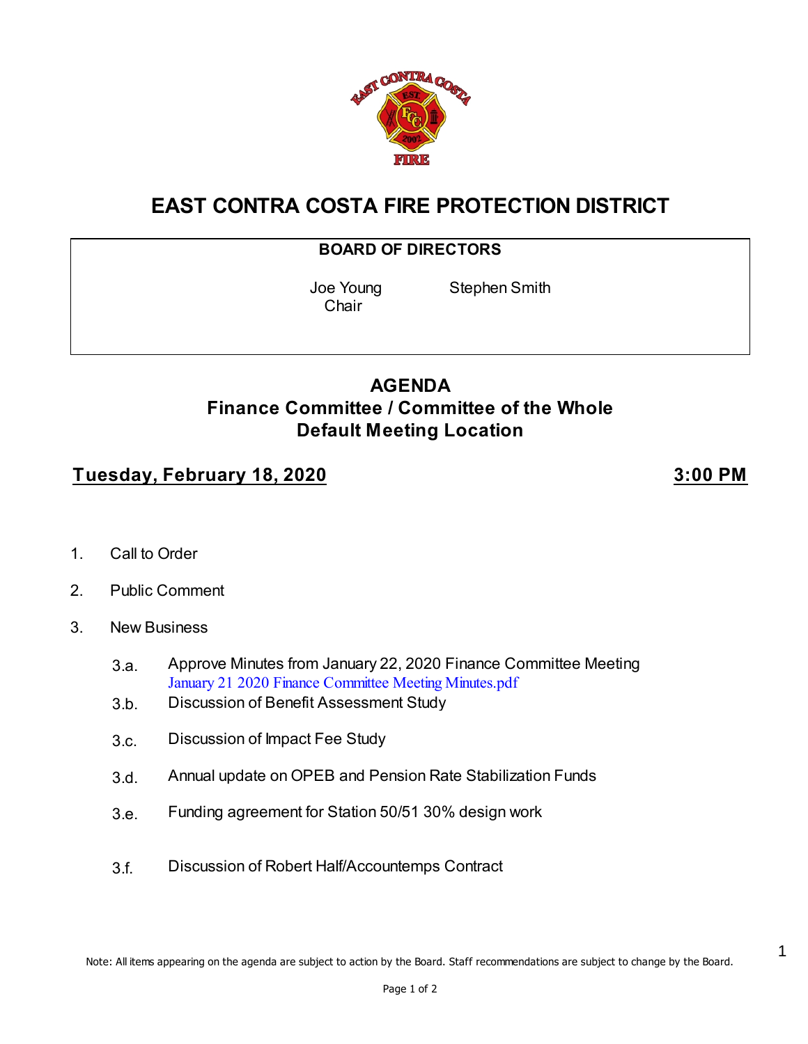# EAST CONTRA COSTA FIRE PROTECTION DISTRICT

**BOARD OF DIRECTORS**

Joe Young, Chair — Stephen Smith

## AGENDA

### Finance Committee / Committee of the Whole
### Default Meeting Location

**Tuesday, February 18, 2020** — **3:00 PM**

1. Call to Order
2. Public Comment
3. New Business
   - 3.a. Approve Minutes from January 22, 2020 Finance Committee Meeting
     January 21 2020 Finance Committee Meeting Minutes.pdf
   - 3.b. Discussion of Benefit Assessment Study
   - 3.c. Discussion of Impact Fee Study
   - 3.d. Annual update on OPEB and Pension Rate Stabilization Funds
   - 3.e. Funding agreement for Station 50/51 30% design work
   - 3.f. Discussion of Robert Half/Accountemps Contract

Note: All items appearing on the agenda are subject to action by the Board. Staff recommendations are subject to change by the Board.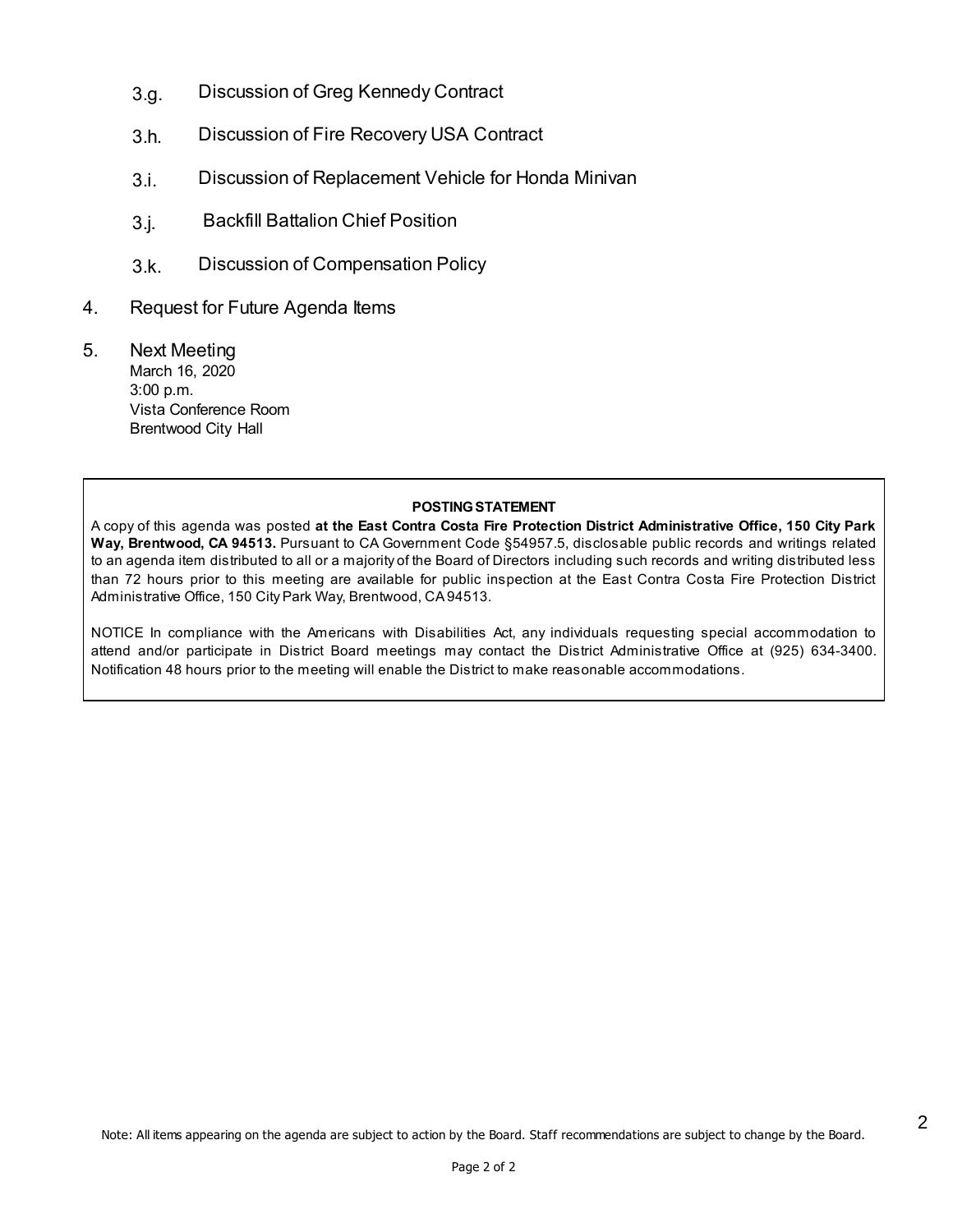3.g. Discussion of Greg Kennedy Contract

3.h. Discussion of Fire Recovery USA Contract

3.i. Discussion of Replacement Vehicle for Honda Minivan

3.j. Backfill Battalion Chief Position

3.k. Discussion of Compensation Policy

4. Request for Future Agenda Items

5. Next Meeting
   March 16, 2020
   3:00 p.m.
   Vista Conference Room
   Brentwood City Hall

**POSTING STATEMENT**

A copy of this agenda was posted **at the East Contra Costa Fire Protection District Administrative Office, 150 City Park Way, Brentwood, CA 94513.** Pursuant to CA Government Code §54957.5, disclosable public records and writings related to an agenda item distributed to all or a majority of the Board of Directors including such records and writing distributed less than 72 hours prior to this meeting are available for public inspection at the East Contra Costa Fire Protection District Administrative Office, 150 City Park Way, Brentwood, CA 94513.

NOTICE In compliance with the Americans with Disabilities Act, any individuals requesting special accommodation to attend and/or participate in District Board meetings may contact the District Administrative Office at (925) 634-3400. Notification 48 hours prior to the meeting will enable the District to make reasonable accommodations.

Note: All items appearing on the agenda are subject to action by the Board. Staff recommendations are subject to change by the Board.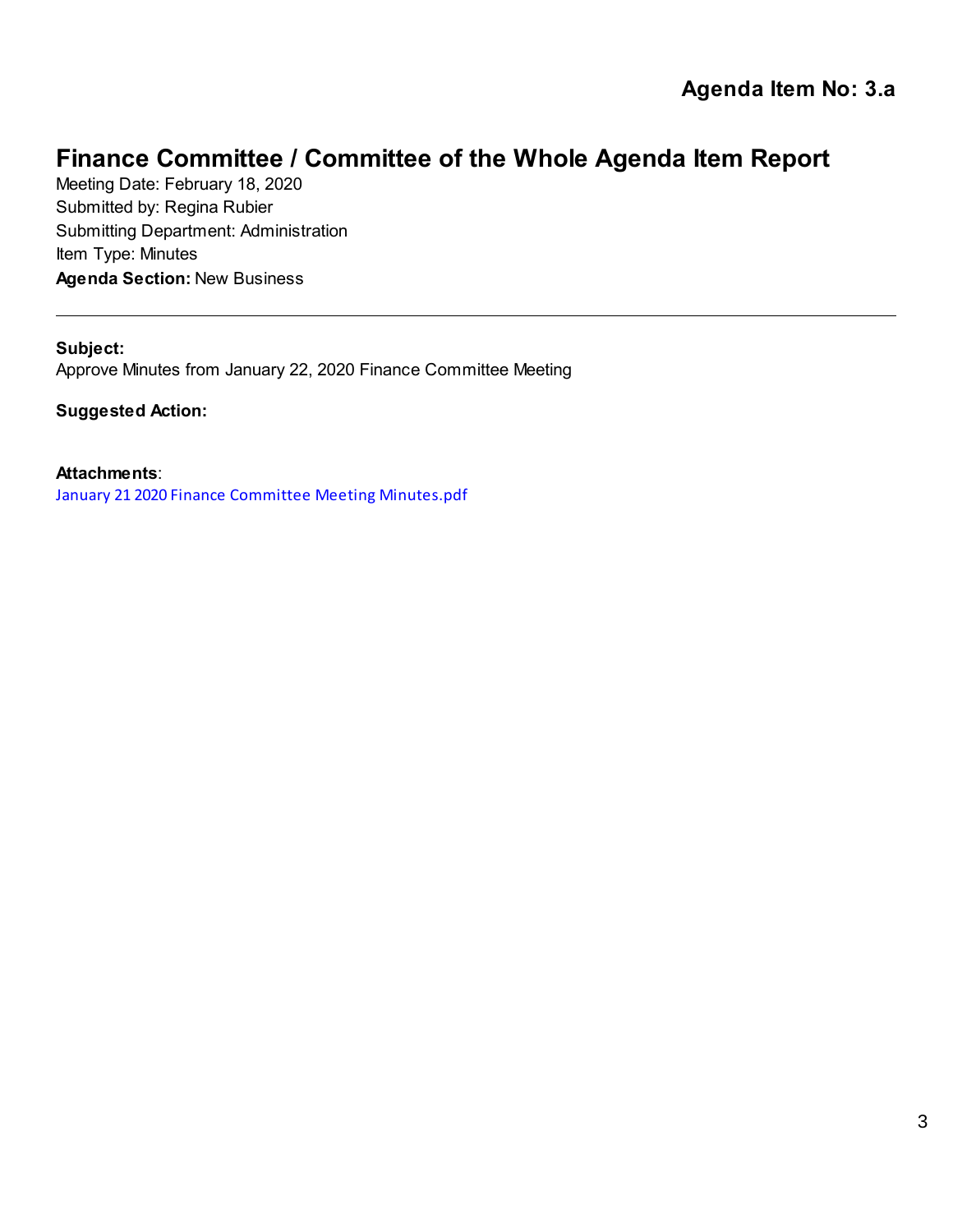**Agenda Item No: 3.a**

# Finance Committee / Committee of the Whole Agenda Item Report

Meeting Date: February 18, 2020
Submitted by: Regina Rubier
Submitting Department: Administration
Item Type: Minutes
**Agenda Section:** New Business

---

**Subject:**
Approve Minutes from January 22, 2020 Finance Committee Meeting

**Suggested Action:**

**Attachments**:
January 21 2020 Finance Committee Meeting Minutes.pdf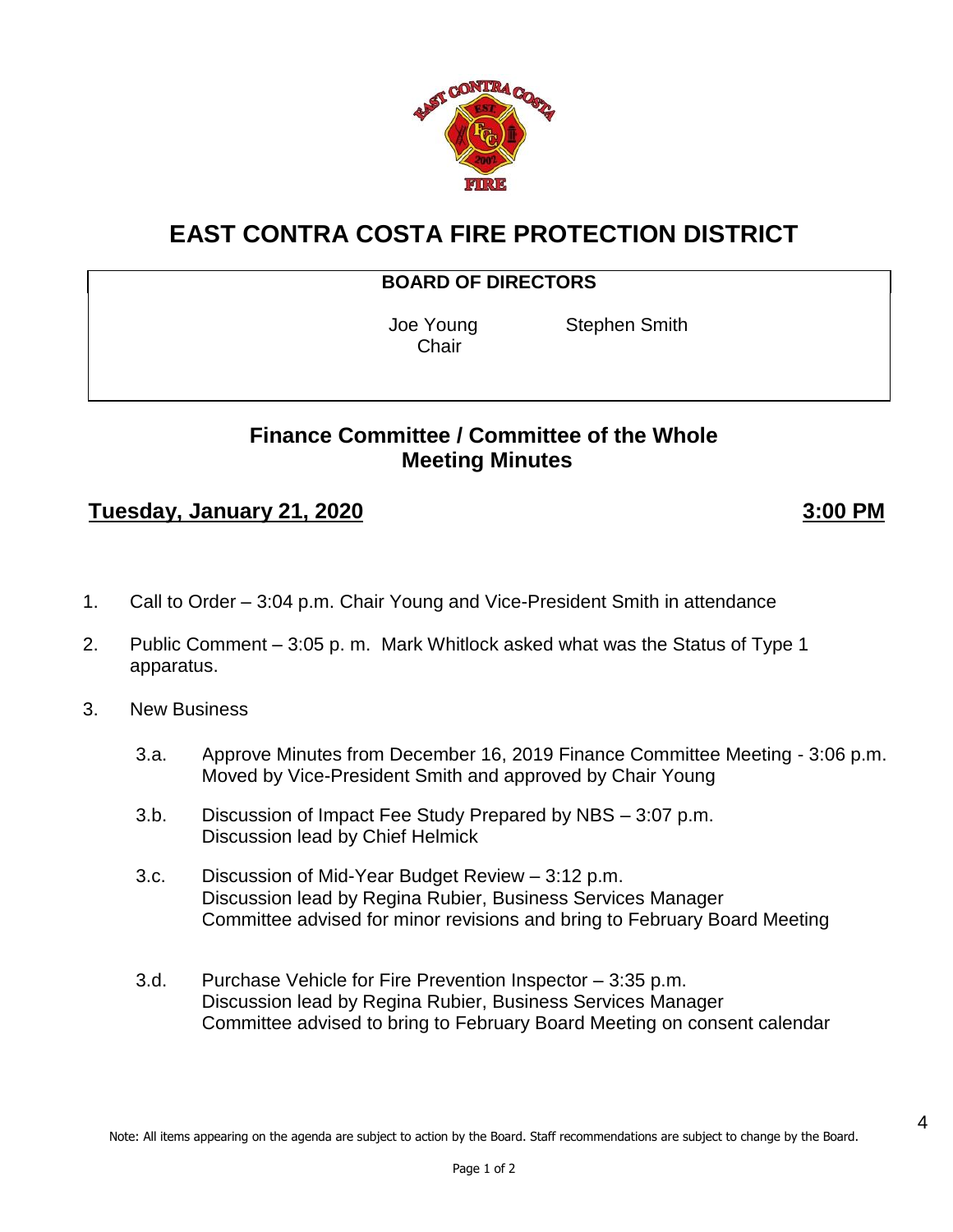# EAST CONTRA COSTA FIRE PROTECTION DISTRICT

**BOARD OF DIRECTORS**

| Joe Young Chair | Stephen Smith |
|---|---|

## Finance Committee / Committee of the Whole Meeting Minutes

**Tuesday, January 21, 2020** **3:00 PM**

1. Call to Order – 3:04 p.m. Chair Young and Vice-President Smith in attendance

2. Public Comment – 3:05 p. m. Mark Whitlock asked what was the Status of Type 1 apparatus.

3. New Business

   3.a. Approve Minutes from December 16, 2019 Finance Committee Meeting - 3:06 p.m. Moved by Vice-President Smith and approved by Chair Young

   3.b. Discussion of Impact Fee Study Prepared by NBS – 3:07 p.m. Discussion lead by Chief Helmick

   3.c. Discussion of Mid-Year Budget Review – 3:12 p.m. Discussion lead by Regina Rubier, Business Services Manager Committee advised for minor revisions and bring to February Board Meeting

   3.d. Purchase Vehicle for Fire Prevention Inspector – 3:35 p.m. Discussion lead by Regina Rubier, Business Services Manager Committee advised to bring to February Board Meeting on consent calendar

Note: All items appearing on the agenda are subject to action by the Board. Staff recommendations are subject to change by the Board.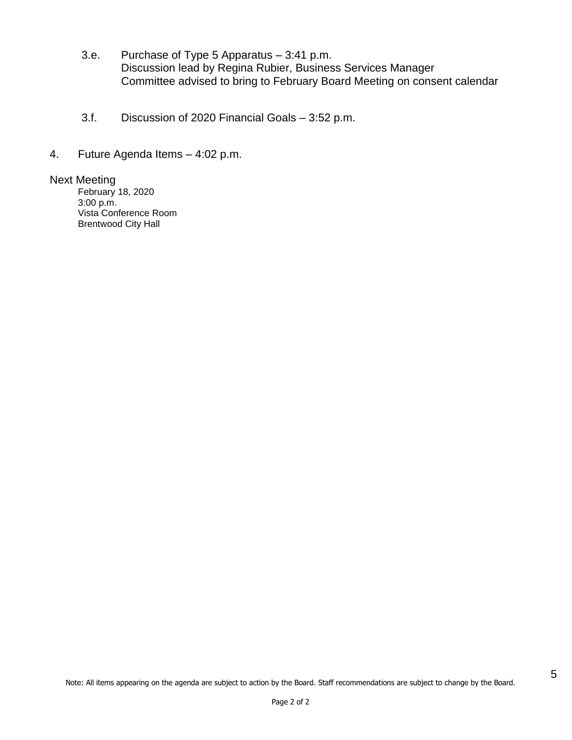3.e. Purchase of Type 5 Apparatus – 3:41 p.m.
Discussion lead by Regina Rubier, Business Services Manager
Committee advised to bring to February Board Meeting on consent calendar

3.f. Discussion of 2020 Financial Goals – 3:52 p.m.

4. Future Agenda Items – 4:02 p.m.

Next Meeting
February 18, 2020
3:00 p.m.
Vista Conference Room
Brentwood City Hall

Note: All items appearing on the agenda are subject to action by the Board. Staff recommendations are subject to change by the Board.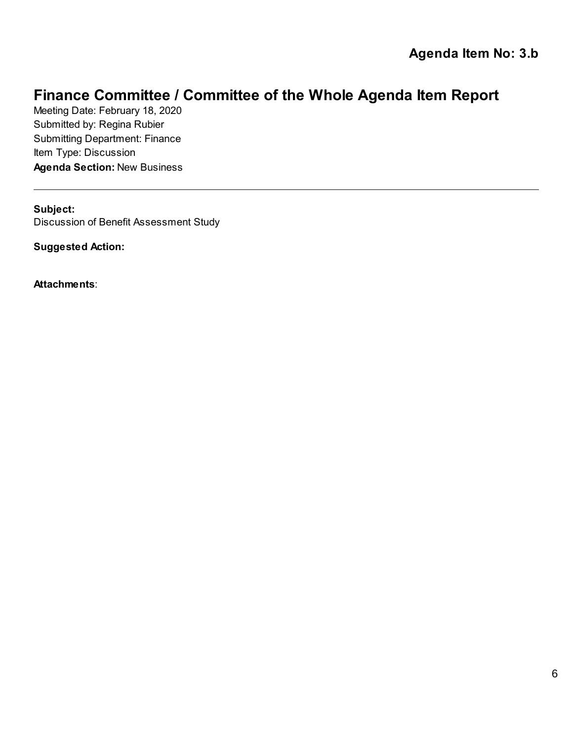**Agenda Item No: 3.b**

# Finance Committee / Committee of the Whole Agenda Item Report

Meeting Date: February 18, 2020
Submitted by: Regina Rubier
Submitting Department: Finance
Item Type: Discussion
**Agenda Section:** New Business

---

**Subject:**
Discussion of Benefit Assessment Study

**Suggested Action:**

**Attachments**: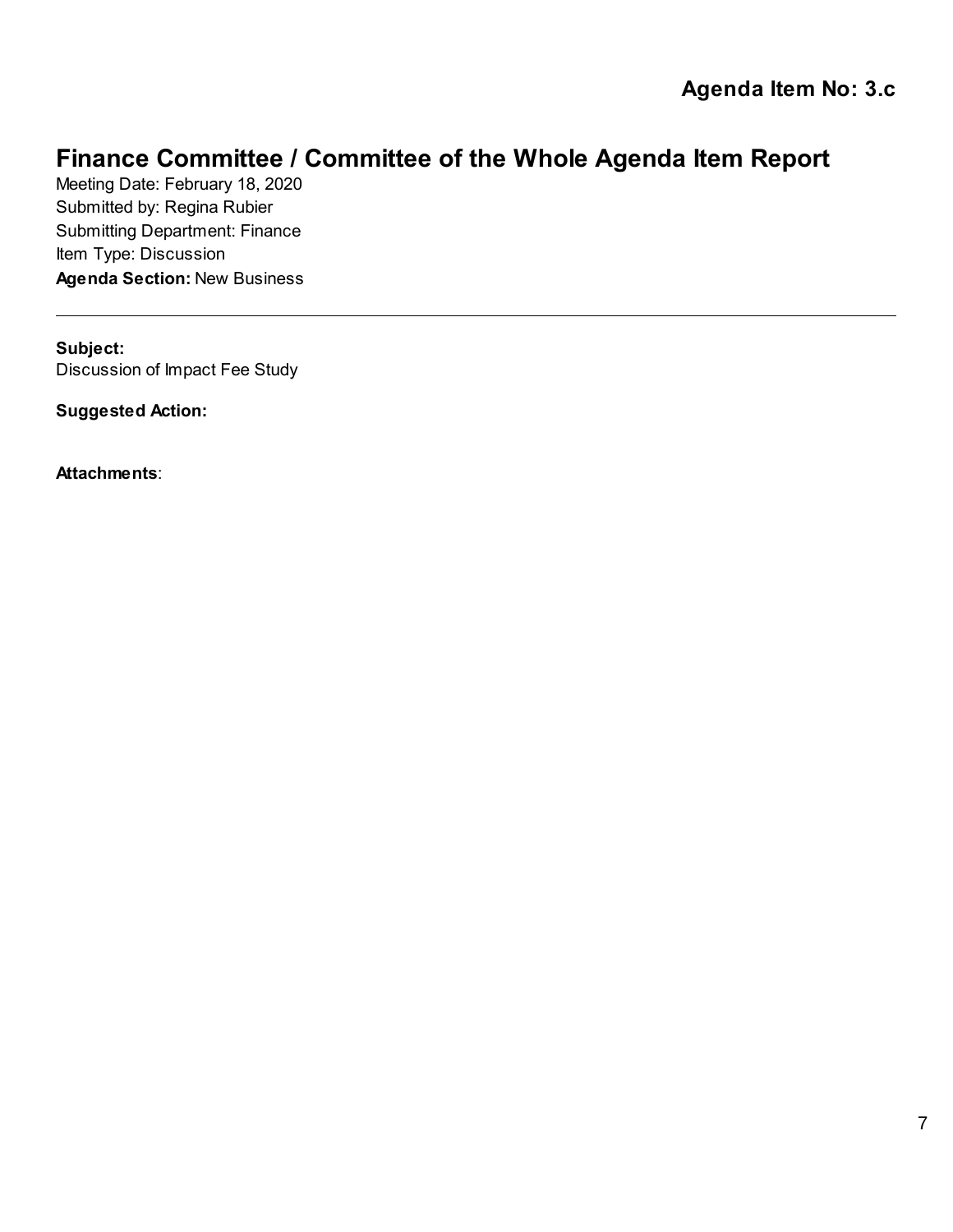**Agenda Item No: 3.c**

# Finance Committee / Committee of the Whole Agenda Item Report

Meeting Date: February 18, 2020
Submitted by: Regina Rubier
Submitting Department: Finance
Item Type: Discussion
**Agenda Section:** New Business

---

**Subject:**
Discussion of Impact Fee Study

**Suggested Action:**

**Attachments**: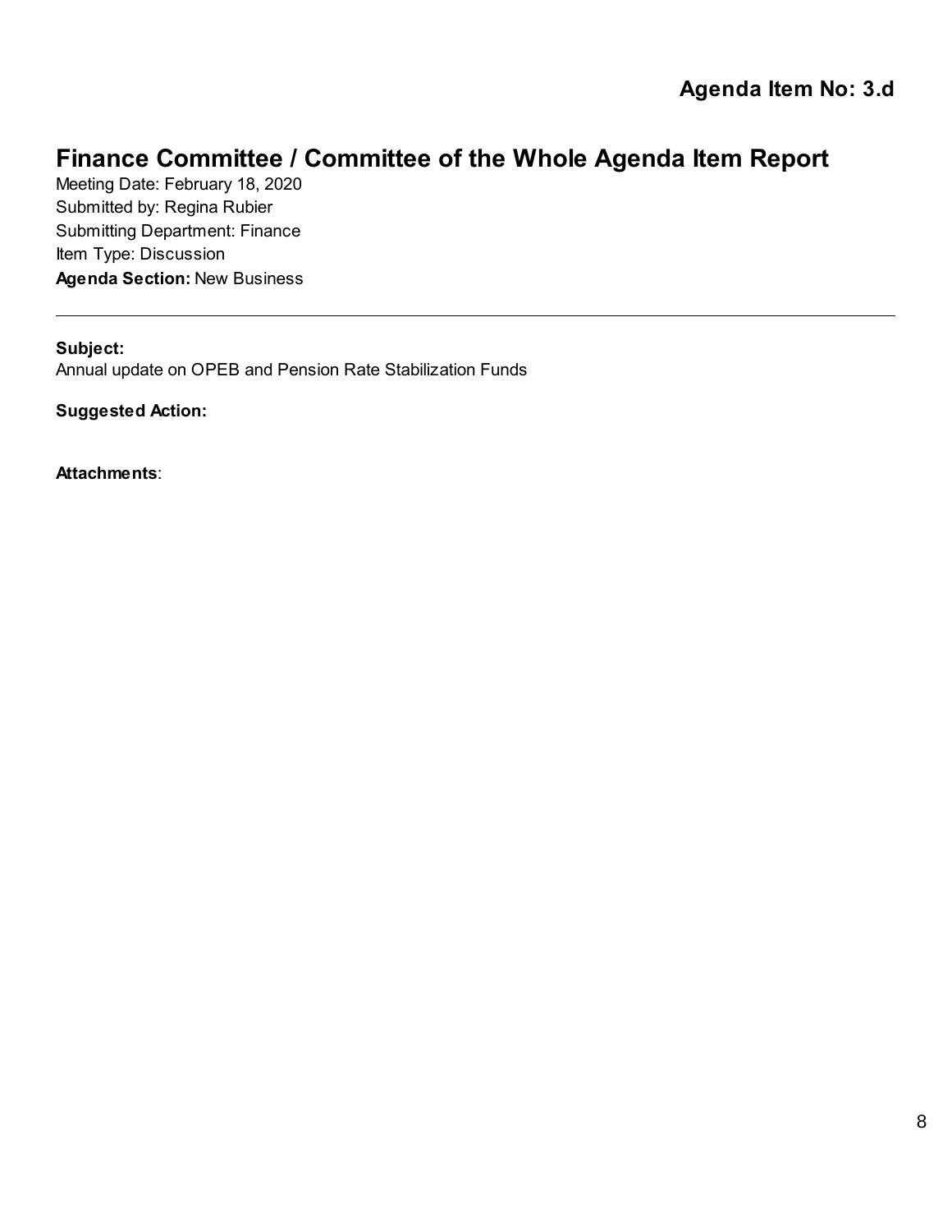**Agenda Item No: 3.d**

# Finance Committee / Committee of the Whole Agenda Item Report

Meeting Date: February 18, 2020
Submitted by: Regina Rubier
Submitting Department: Finance
Item Type: Discussion
**Agenda Section:** New Business

---

**Subject:**
Annual update on OPEB and Pension Rate Stabilization Funds

**Suggested Action:**

**Attachments**: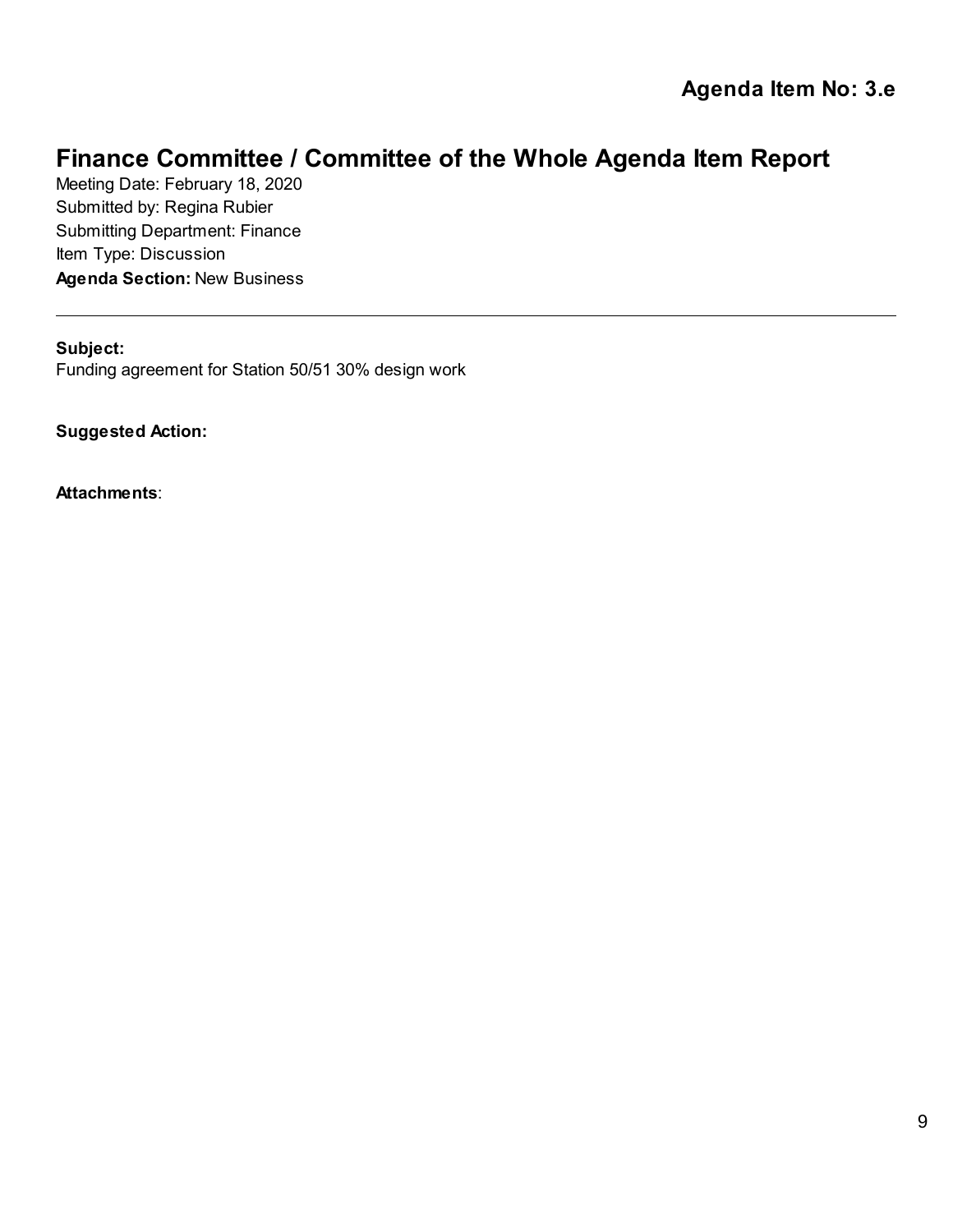**Agenda Item No: 3.e**

# Finance Committee / Committee of the Whole Agenda Item Report

Meeting Date: February 18, 2020
Submitted by: Regina Rubier
Submitting Department: Finance
Item Type: Discussion
**Agenda Section:** New Business

---

**Subject:**
Funding agreement for Station 50/51 30% design work

**Suggested Action:**

**Attachments**: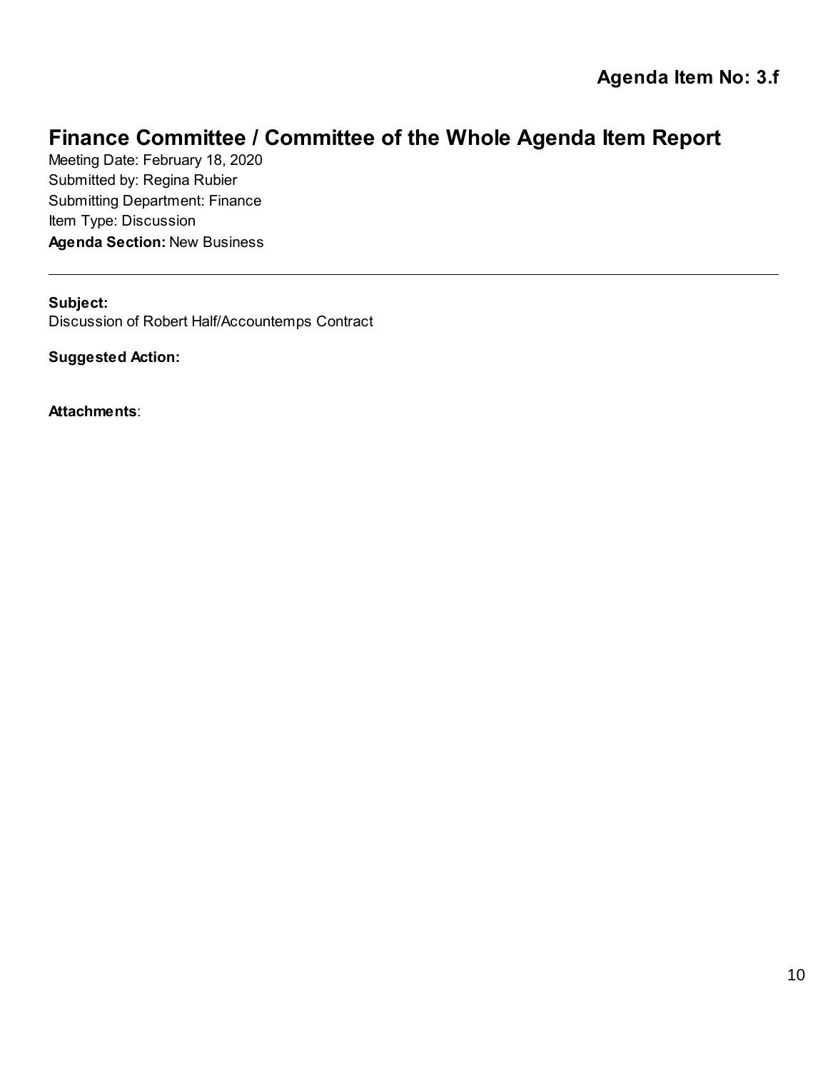**Agenda Item No: 3.f**

# Finance Committee / Committee of the Whole Agenda Item Report

Meeting Date: February 18, 2020
Submitted by: Regina Rubier
Submitting Department: Finance
Item Type: Discussion
**Agenda Section:** New Business

---

**Subject:**
Discussion of Robert Half/Accountemps Contract

**Suggested Action:**

**Attachments**: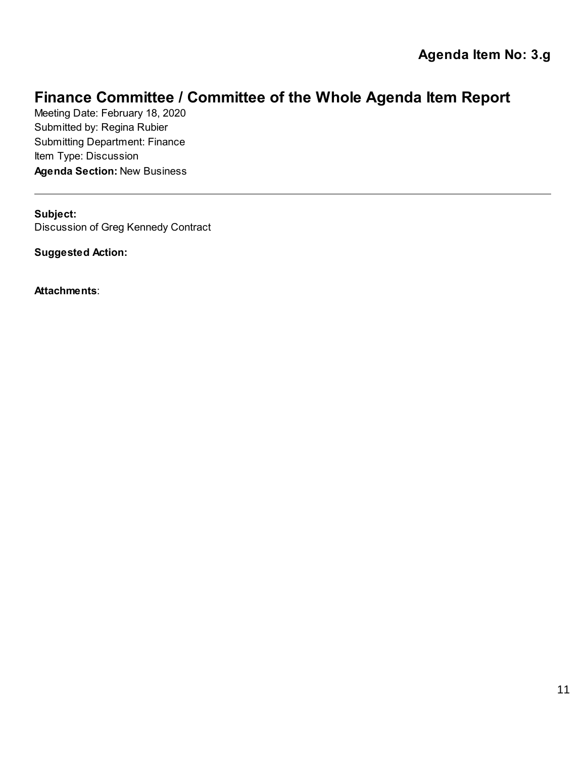**Agenda Item No: 3.g**

# Finance Committee / Committee of the Whole Agenda Item Report

Meeting Date: February 18, 2020
Submitted by: Regina Rubier
Submitting Department: Finance
Item Type: Discussion
**Agenda Section:** New Business

---

**Subject:**
Discussion of Greg Kennedy Contract

**Suggested Action:**

**Attachments**: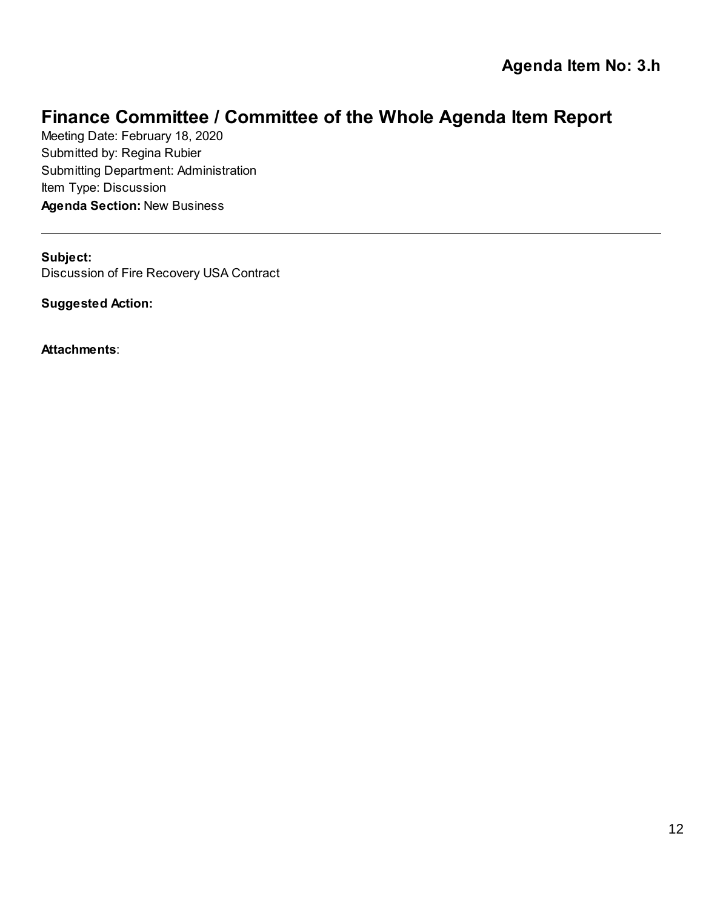**Agenda Item No: 3.h**

# Finance Committee / Committee of the Whole Agenda Item Report

Meeting Date: February 18, 2020
Submitted by: Regina Rubier
Submitting Department: Administration
Item Type: Discussion
**Agenda Section:** New Business

---

**Subject:**
Discussion of Fire Recovery USA Contract

**Suggested Action:**

**Attachments**: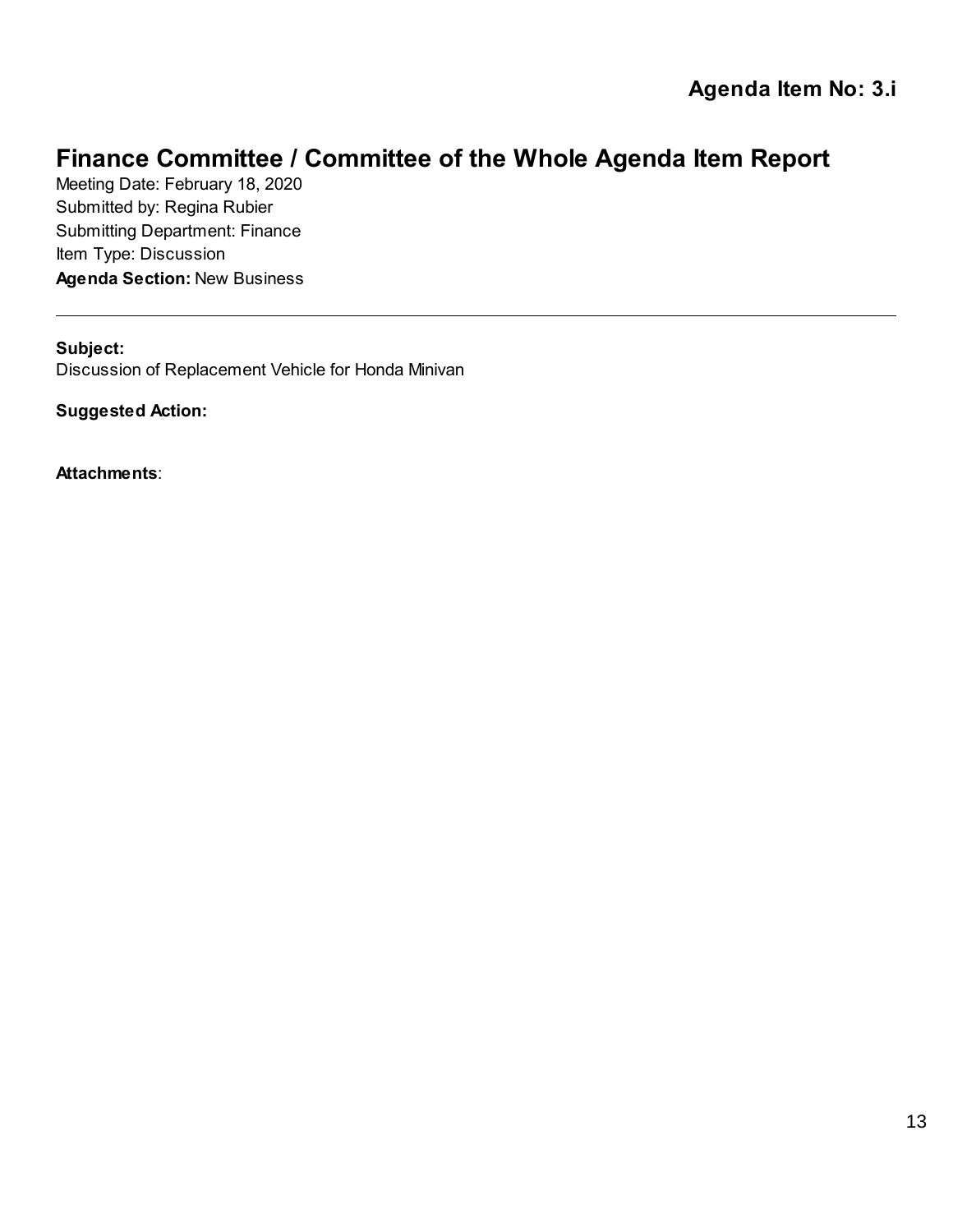**Agenda Item No: 3.i**

# Finance Committee / Committee of the Whole Agenda Item Report

Meeting Date: February 18, 2020
Submitted by: Regina Rubier
Submitting Department: Finance
Item Type: Discussion
**Agenda Section:** New Business

---

**Subject:**
Discussion of Replacement Vehicle for Honda Minivan

**Suggested Action:**

**Attachments**: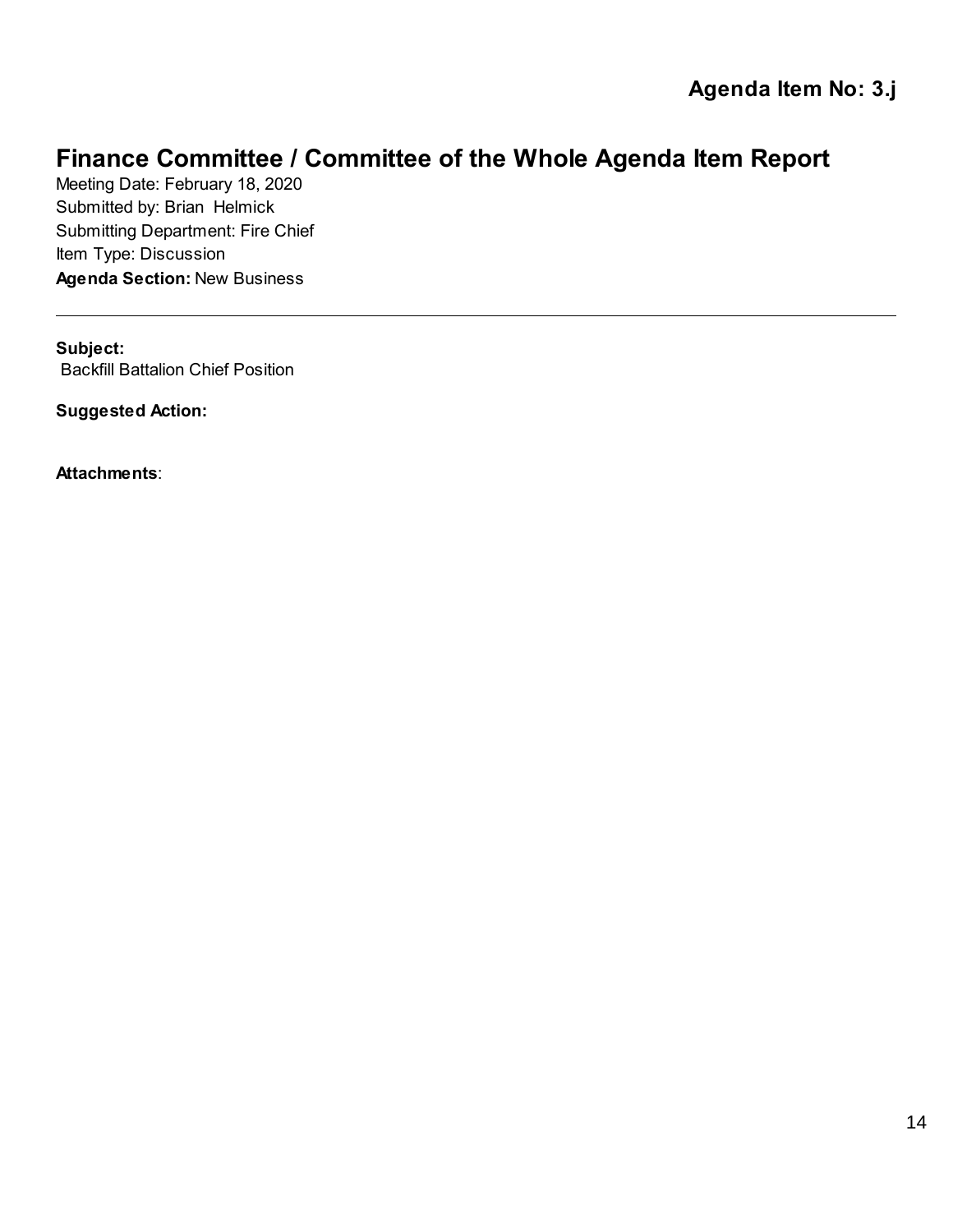**Agenda Item No: 3.j**

# Finance Committee / Committee of the Whole Agenda Item Report

Meeting Date: February 18, 2020
Submitted by: Brian Helmick
Submitting Department: Fire Chief
Item Type: Discussion
**Agenda Section:** New Business

---

**Subject:**
Backfill Battalion Chief Position

**Suggested Action:**

**Attachments**: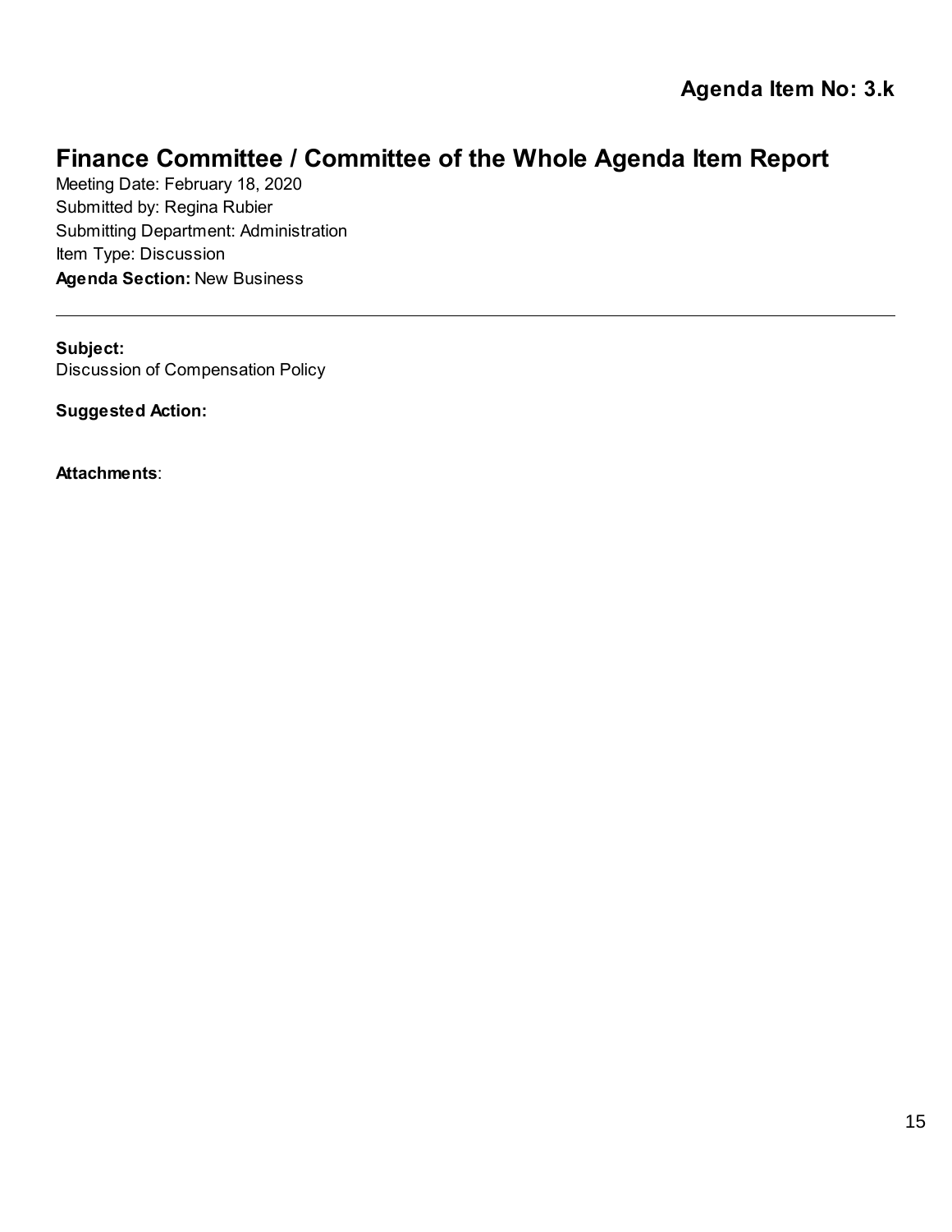**Agenda Item No: 3.k**

# Finance Committee / Committee of the Whole Agenda Item Report

Meeting Date: February 18, 2020
Submitted by: Regina Rubier
Submitting Department: Administration
Item Type: Discussion
**Agenda Section:** New Business

---

**Subject:**
Discussion of Compensation Policy

**Suggested Action:**

**Attachments**: